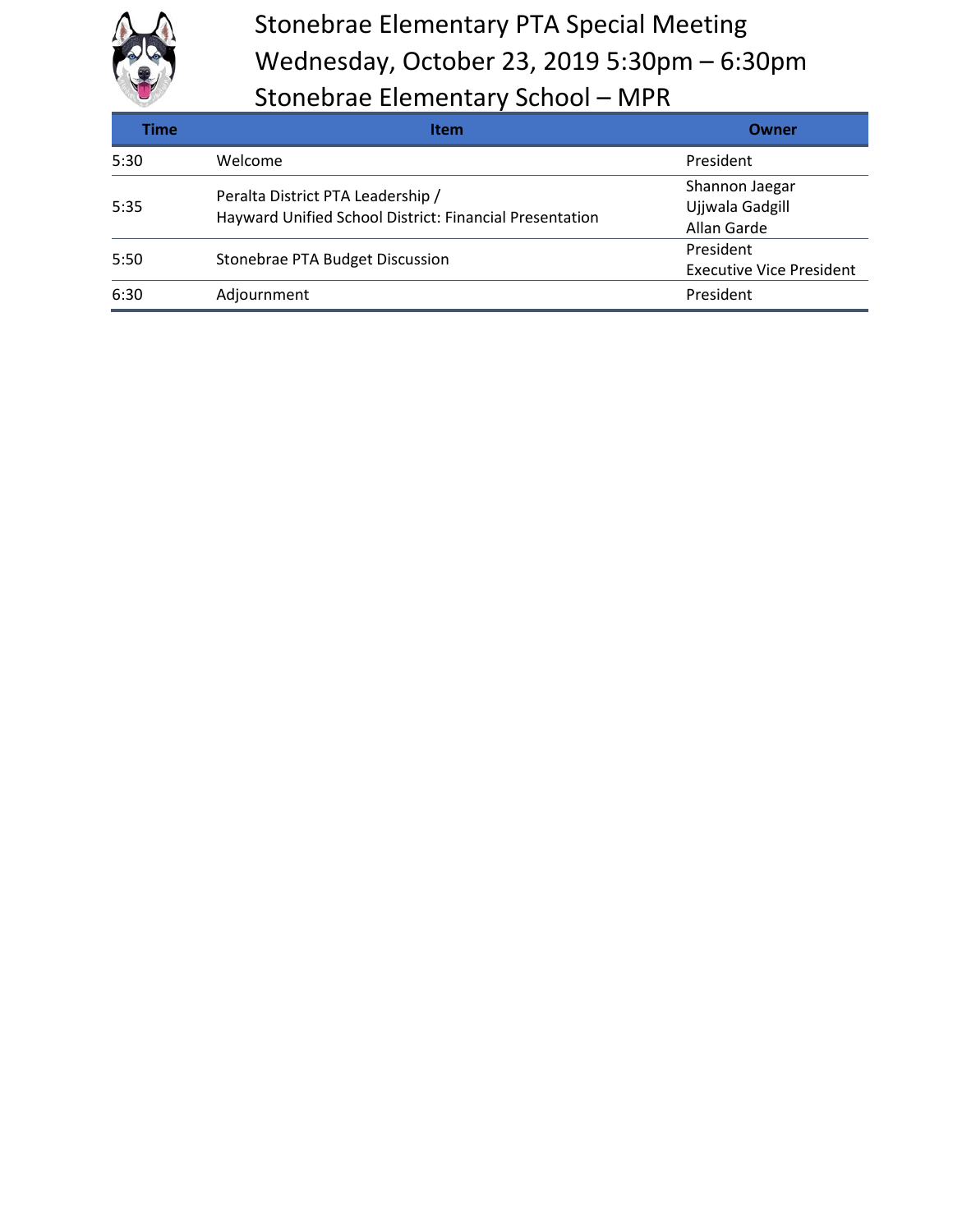# Stonebrae Elementary PTA Special Meeting
# Wednesday, October 23, 2019 5:30pm – 6:30pm
# Stonebrae Elementary School – MPR

| Time | Item | Owner |
|---|---|---|
| 5:30 | Welcome | President |
| 5:35 | Peralta District PTA Leadership / Hayward Unified School District: Financial Presentation | Shannon Jaegar<br>Ujjwala Gadgill<br>Allan Garde |
| 5:50 | Stonebrae PTA Budget Discussion | President<br>Executive Vice President |
| 6:30 | Adjournment | President |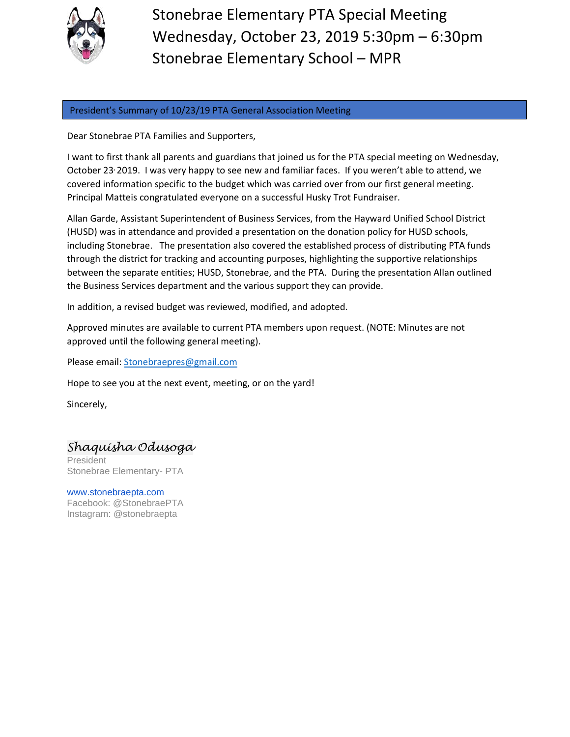# Stonebrae Elementary PTA Special Meeting
# Wednesday, October 23, 2019 5:30pm – 6:30pm
# Stonebrae Elementary School – MPR

## President's Summary of 10/23/19 PTA General Association Meeting

Dear Stonebrae PTA Families and Supporters,

I want to first thank all parents and guardians that joined us for the PTA special meeting on Wednesday, October 23, 2019. I was very happy to see new and familiar faces. If you weren't able to attend, we covered information specific to the budget which was carried over from our first general meeting. Principal Matteis congratulated everyone on a successful Husky Trot Fundraiser.

Allan Garde, Assistant Superintendent of Business Services, from the Hayward Unified School District (HUSD) was in attendance and provided a presentation on the donation policy for HUSD schools, including Stonebrae. The presentation also covered the established process of distributing PTA funds through the district for tracking and accounting purposes, highlighting the supportive relationships between the separate entities; HUSD, Stonebrae, and the PTA. During the presentation Allan outlined the Business Services department and the various support they can provide.

In addition, a revised budget was reviewed, modified, and adopted.

Approved minutes are available to current PTA members upon request. (NOTE: Minutes are not approved until the following general meeting).

Please email: [Stonebraepres@gmail.com](mailto:Stonebraepres@gmail.com)

Hope to see you at the next event, meeting, or on the yard!

Sincerely,

*Shaquisha Odusoga*
President
Stonebrae Elementary- PTA

[www.stonebraepta.com](http://www.stonebraepta.com)
Facebook: @StonebraePTA
Instagram: @stonebraepta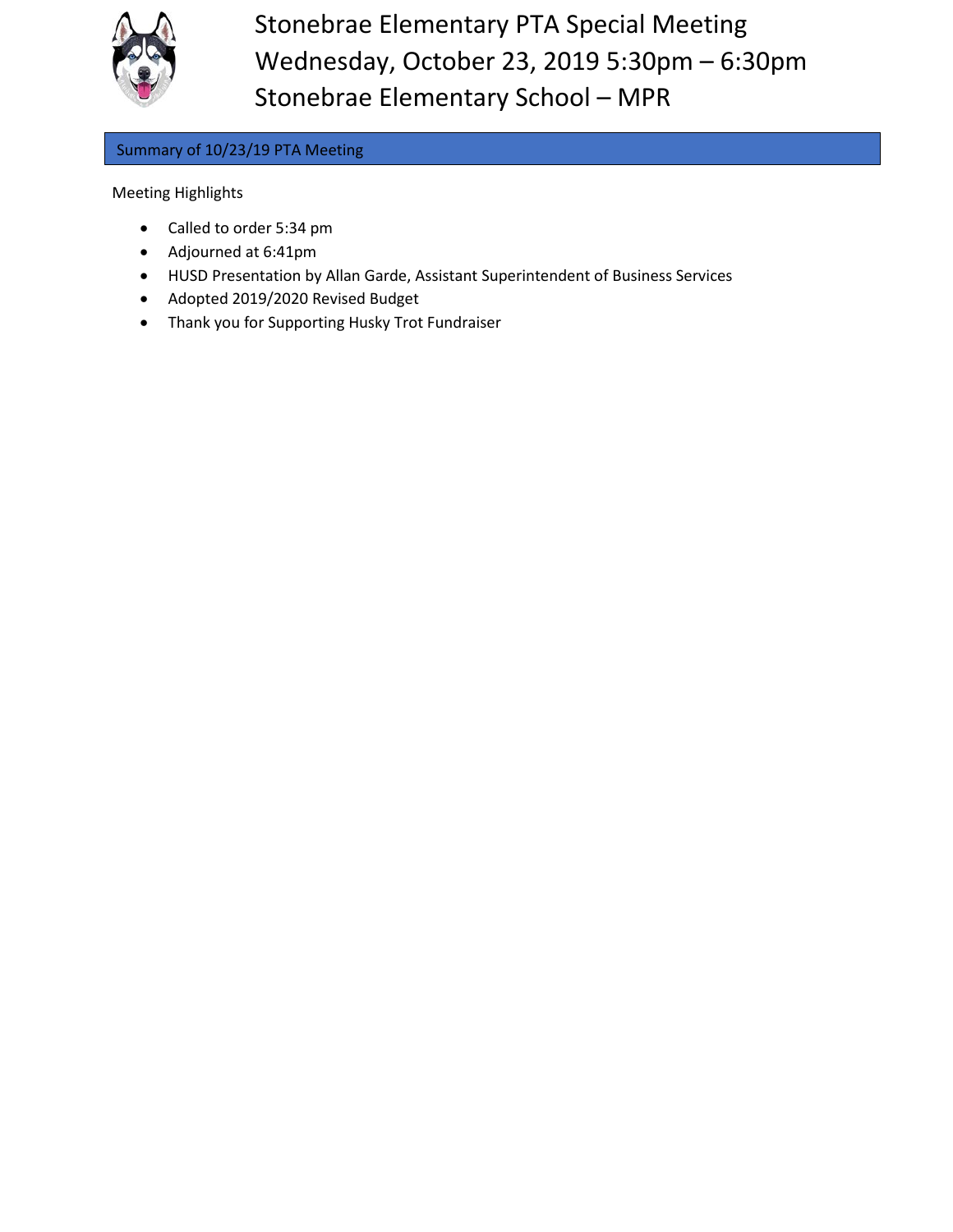# Stonebrae Elementary PTA Special Meeting
# Wednesday, October 23, 2019 5:30pm – 6:30pm
# Stonebrae Elementary School – MPR

## Summary of 10/23/19 PTA Meeting

Meeting Highlights

- Called to order 5:34 pm
- Adjourned at 6:41pm
- HUSD Presentation by Allan Garde, Assistant Superintendent of Business Services
- Adopted 2019/2020 Revised Budget
- Thank you for Supporting Husky Trot Fundraiser